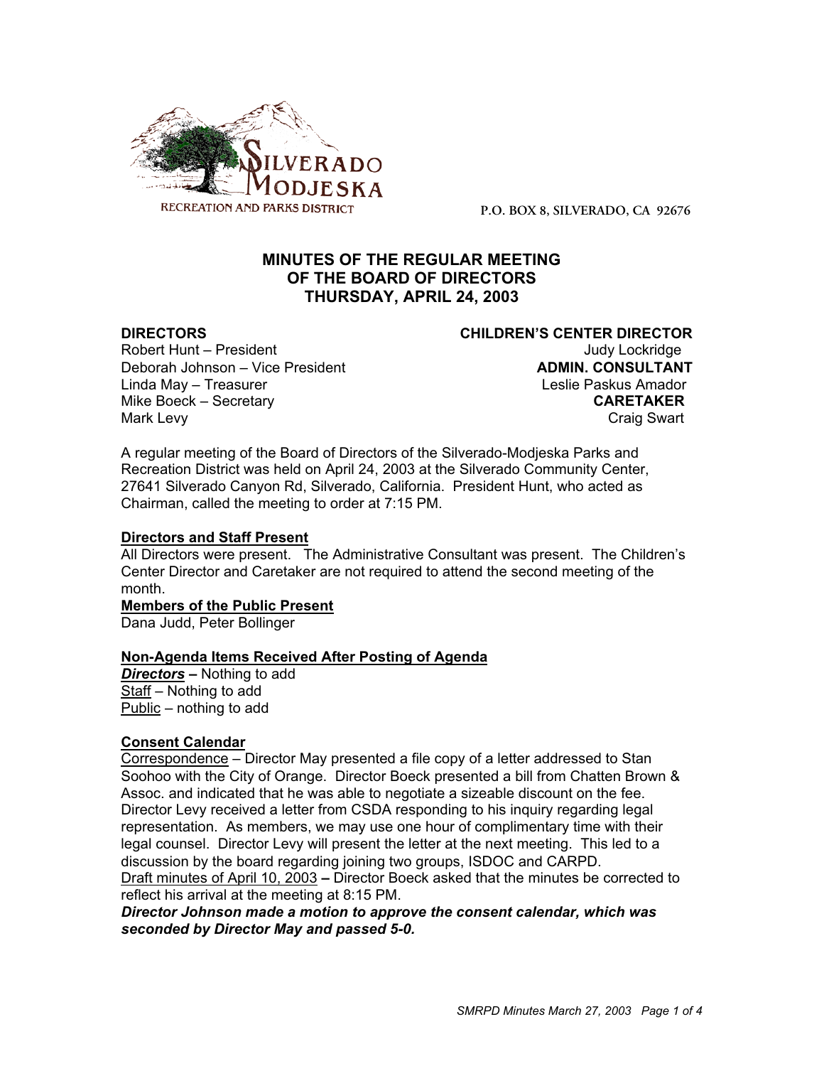SILVERADO MODJESKA

RECREATION AND PARKS DISTRICT

P.O. BOX 8, SILVERADO, CA 92676

# MINUTES OF THE REGULAR MEETING OF THE BOARD OF DIRECTORS THURSDAY, APRIL 24, 2003

**DIRECTORS**
Robert Hunt – President
Deborah Johnson – Vice President
Linda May – Treasurer
Mike Boeck – Secretary
Mark Levy

**CHILDREN'S CENTER DIRECTOR**
Judy Lockridge
**ADMIN. CONSULTANT**
Leslie Paskus Amador
**CARETAKER**
Craig Swart

A regular meeting of the Board of Directors of the Silverado-Modjeska Parks and Recreation District was held on April 24, 2003 at the Silverado Community Center, 27641 Silverado Canyon Rd, Silverado, California. President Hunt, who acted as Chairman, called the meeting to order at 7:15 PM.

**Directors and Staff Present**
All Directors were present. The Administrative Consultant was present. The Children's Center Director and Caretaker are not required to attend the second meeting of the month.
**Members of the Public Present**
Dana Judd, Peter Bollinger

**Non-Agenda Items Received After Posting of Agenda**
***Directors*** **–** Nothing to add
Staff – Nothing to add
Public – nothing to add

**Consent Calendar**
Correspondence – Director May presented a file copy of a letter addressed to Stan Soohoo with the City of Orange. Director Boeck presented a bill from Chatten Brown & Assoc. and indicated that he was able to negotiate a sizeable discount on the fee. Director Levy received a letter from CSDA responding to his inquiry regarding legal representation. As members, we may use one hour of complimentary time with their legal counsel. Director Levy will present the letter at the next meeting. This led to a discussion by the board regarding joining two groups, ISDOC and CARPD.
Draft minutes of April 10, 2003 **–** Director Boeck asked that the minutes be corrected to reflect his arrival at the meeting at 8:15 PM.
***Director Johnson made a motion to approve the consent calendar, which was seconded by Director May and passed 5-0.***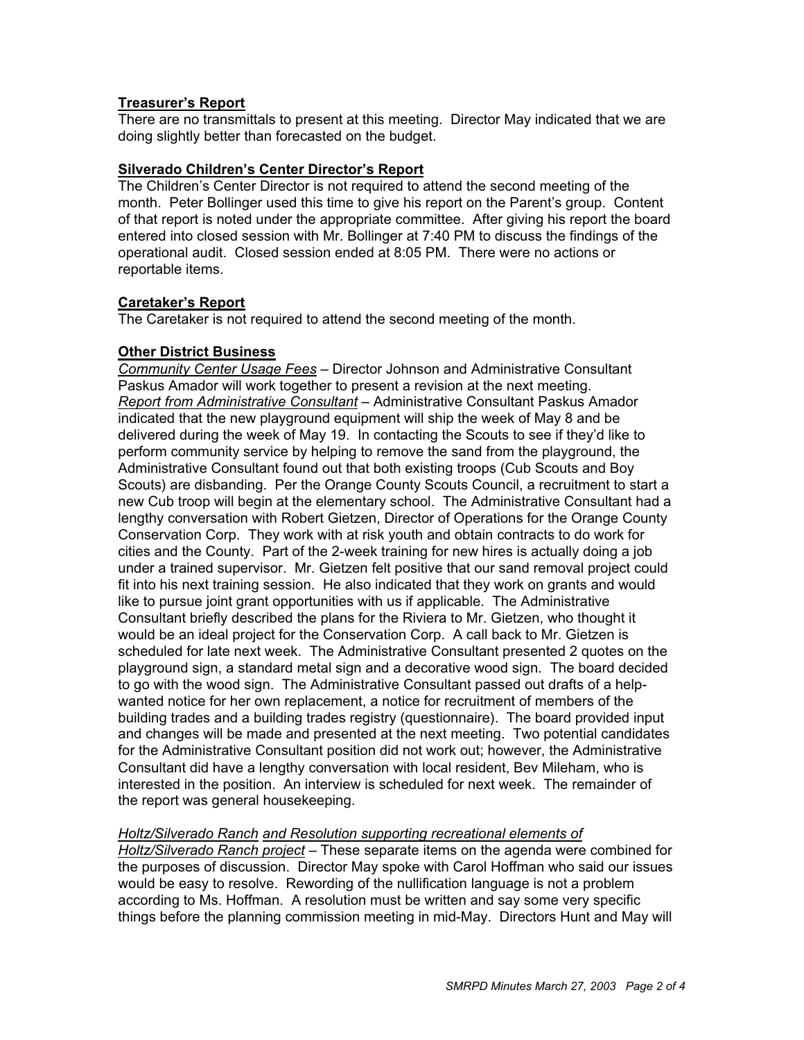**Treasurer's Report**

There are no transmittals to present at this meeting. Director May indicated that we are doing slightly better than forecasted on the budget.

**Silverado Children's Center Director's Report**

The Children's Center Director is not required to attend the second meeting of the month. Peter Bollinger used this time to give his report on the Parent's group. Content of that report is noted under the appropriate committee. After giving his report the board entered into closed session with Mr. Bollinger at 7:40 PM to discuss the findings of the operational audit. Closed session ended at 8:05 PM. There were no actions or reportable items.

**Caretaker's Report**

The Caretaker is not required to attend the second meeting of the month.

**Other District Business**

*Community Center Usage Fees* – Director Johnson and Administrative Consultant Paskus Amador will work together to present a revision at the next meeting.
*Report from Administrative Consultant* – Administrative Consultant Paskus Amador indicated that the new playground equipment will ship the week of May 8 and be delivered during the week of May 19. In contacting the Scouts to see if they'd like to perform community service by helping to remove the sand from the playground, the Administrative Consultant found out that both existing troops (Cub Scouts and Boy Scouts) are disbanding. Per the Orange County Scouts Council, a recruitment to start a new Cub troop will begin at the elementary school. The Administrative Consultant had a lengthy conversation with Robert Gietzen, Director of Operations for the Orange County Conservation Corp. They work with at risk youth and obtain contracts to do work for cities and the County. Part of the 2-week training for new hires is actually doing a job under a trained supervisor. Mr. Gietzen felt positive that our sand removal project could fit into his next training session. He also indicated that they work on grants and would like to pursue joint grant opportunities with us if applicable. The Administrative Consultant briefly described the plans for the Riviera to Mr. Gietzen, who thought it would be an ideal project for the Conservation Corp. A call back to Mr. Gietzen is scheduled for late next week. The Administrative Consultant presented 2 quotes on the playground sign, a standard metal sign and a decorative wood sign. The board decided to go with the wood sign. The Administrative Consultant passed out drafts of a help-wanted notice for her own replacement, a notice for recruitment of members of the building trades and a building trades registry (questionnaire). The board provided input and changes will be made and presented at the next meeting. Two potential candidates for the Administrative Consultant position did not work out; however, the Administrative Consultant did have a lengthy conversation with local resident, Bev Mileham, who is interested in the position. An interview is scheduled for next week. The remainder of the report was general housekeeping.

*Holtz/Silverado Ranch and Resolution supporting recreational elements of Holtz/Silverado Ranch project* – These separate items on the agenda were combined for the purposes of discussion. Director May spoke with Carol Hoffman who said our issues would be easy to resolve. Rewording of the nullification language is not a problem according to Ms. Hoffman. A resolution must be written and say some very specific things before the planning commission meeting in mid-May. Directors Hunt and May will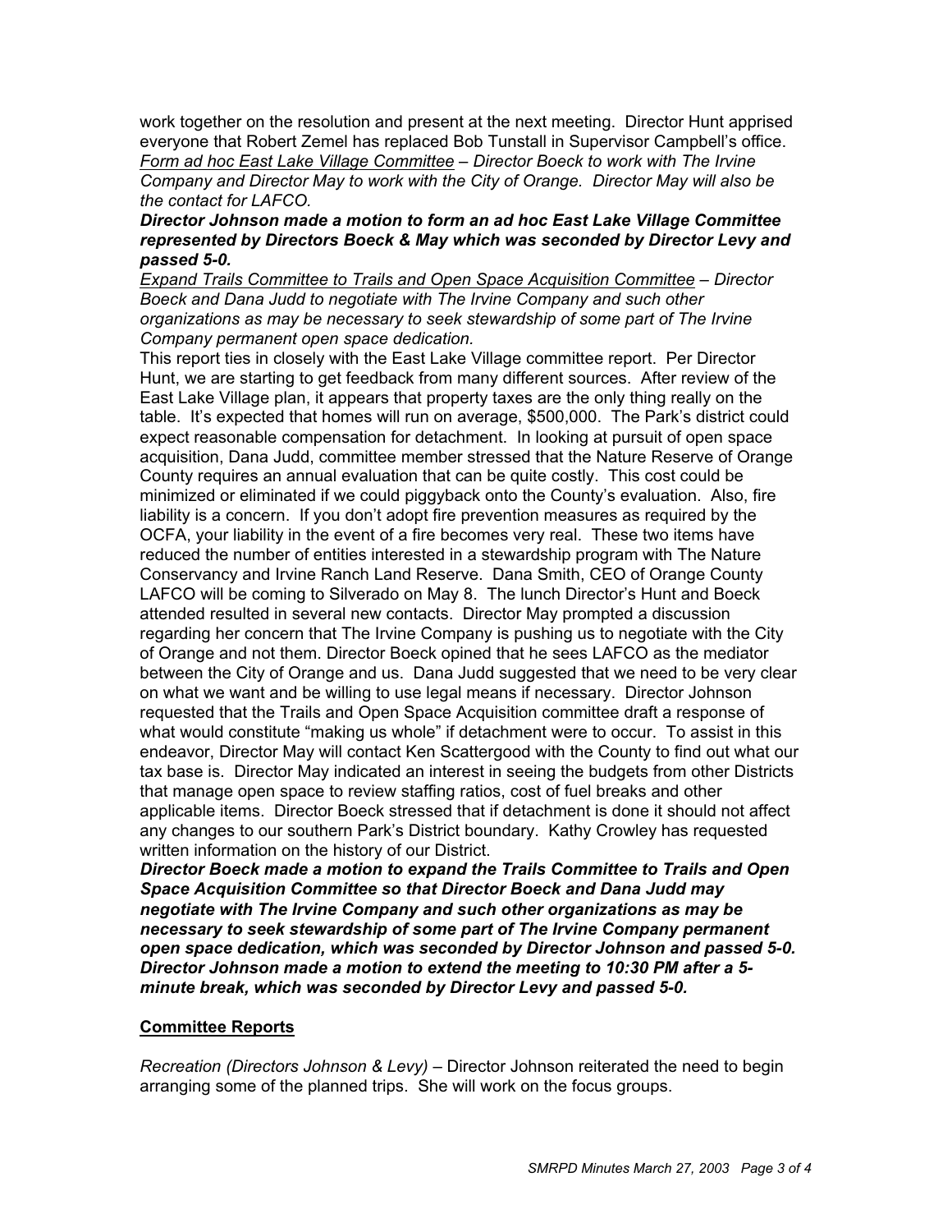work together on the resolution and present at the next meeting. Director Hunt apprised everyone that Robert Zemel has replaced Bob Tunstall in Supervisor Campbell's office.

*<u>Form ad hoc East Lake Village Committee</u> – Director Boeck to work with The Irvine Company and Director May to work with the City of Orange. Director May will also be the contact for LAFCO.*

***Director Johnson made a motion to form an ad hoc East Lake Village Committee represented by Directors Boeck & May which was seconded by Director Levy and passed 5-0.***

*<u>Expand Trails Committee to Trails and Open Space Acquisition Committee</u> – Director Boeck and Dana Judd to negotiate with The Irvine Company and such other organizations as may be necessary to seek stewardship of some part of The Irvine Company permanent open space dedication.*

This report ties in closely with the East Lake Village committee report. Per Director Hunt, we are starting to get feedback from many different sources. After review of the East Lake Village plan, it appears that property taxes are the only thing really on the table. It's expected that homes will run on average, $500,000. The Park's district could expect reasonable compensation for detachment. In looking at pursuit of open space acquisition, Dana Judd, committee member stressed that the Nature Reserve of Orange County requires an annual evaluation that can be quite costly. This cost could be minimized or eliminated if we could piggyback onto the County's evaluation. Also, fire liability is a concern. If you don't adopt fire prevention measures as required by the OCFA, your liability in the event of a fire becomes very real. These two items have reduced the number of entities interested in a stewardship program with The Nature Conservancy and Irvine Ranch Land Reserve. Dana Smith, CEO of Orange County LAFCO will be coming to Silverado on May 8. The lunch Director's Hunt and Boeck attended resulted in several new contacts. Director May prompted a discussion regarding her concern that The Irvine Company is pushing us to negotiate with the City of Orange and not them. Director Boeck opined that he sees LAFCO as the mediator between the City of Orange and us. Dana Judd suggested that we need to be very clear on what we want and be willing to use legal means if necessary. Director Johnson requested that the Trails and Open Space Acquisition committee draft a response of what would constitute "making us whole" if detachment were to occur. To assist in this endeavor, Director May will contact Ken Scattergood with the County to find out what our tax base is. Director May indicated an interest in seeing the budgets from other Districts that manage open space to review staffing ratios, cost of fuel breaks and other applicable items. Director Boeck stressed that if detachment is done it should not affect any changes to our southern Park's District boundary. Kathy Crowley has requested written information on the history of our District.

***Director Boeck made a motion to expand the Trails Committee to Trails and Open Space Acquisition Committee so that Director Boeck and Dana Judd may negotiate with The Irvine Company and such other organizations as may be necessary to seek stewardship of some part of The Irvine Company permanent open space dedication, which was seconded by Director Johnson and passed 5-0. Director Johnson made a motion to extend the meeting to 10:30 PM after a 5-minute break, which was seconded by Director Levy and passed 5-0.***

**<u>Committee Reports</u>**

*Recreation (Directors Johnson & Levy)* – Director Johnson reiterated the need to begin arranging some of the planned trips. She will work on the focus groups.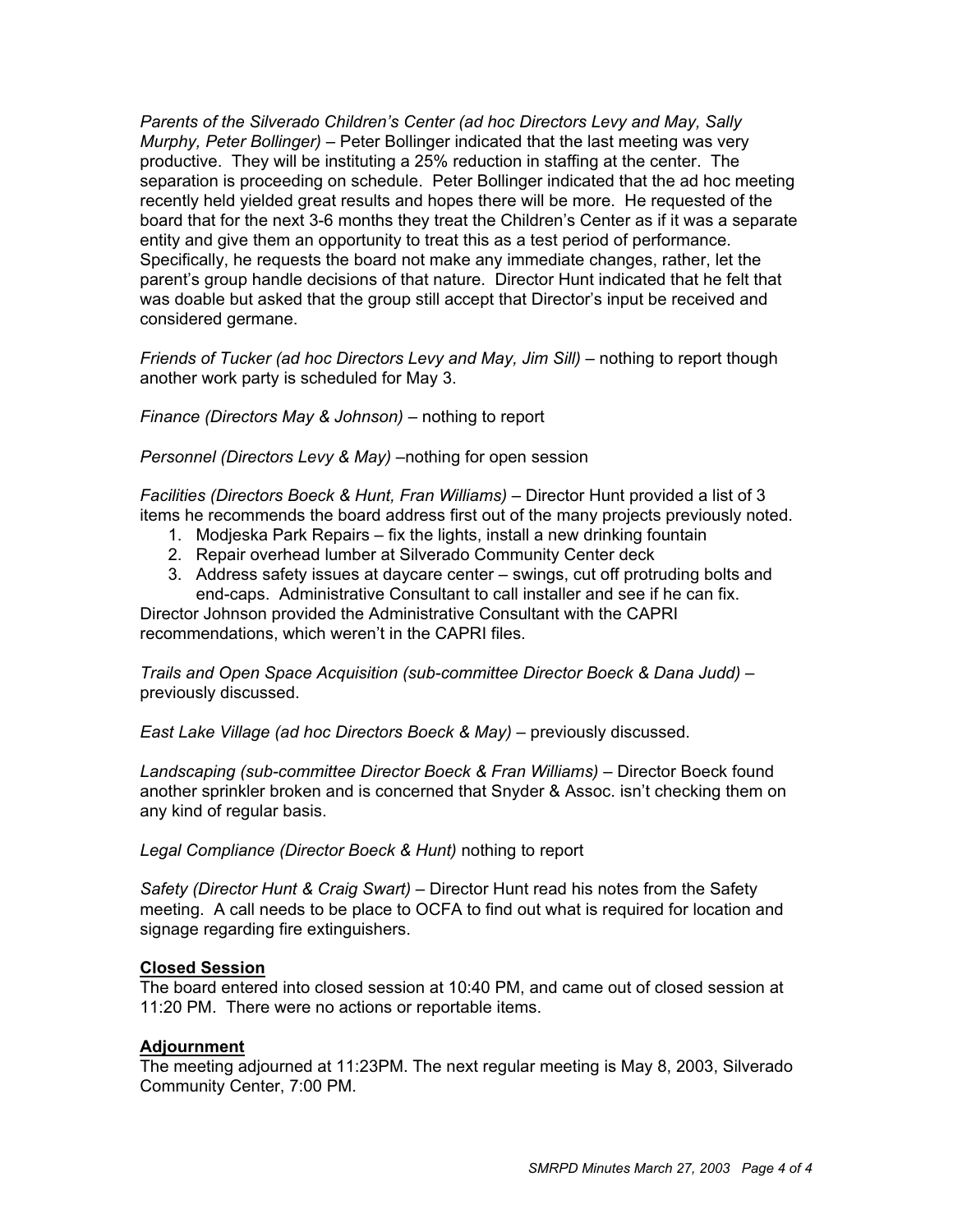*Parents of the Silverado Children's Center (ad hoc Directors Levy and May, Sally Murphy, Peter Bollinger)* – Peter Bollinger indicated that the last meeting was very productive. They will be instituting a 25% reduction in staffing at the center. The separation is proceeding on schedule. Peter Bollinger indicated that the ad hoc meeting recently held yielded great results and hopes there will be more. He requested of the board that for the next 3-6 months they treat the Children's Center as if it was a separate entity and give them an opportunity to treat this as a test period of performance. Specifically, he requests the board not make any immediate changes, rather, let the parent's group handle decisions of that nature. Director Hunt indicated that he felt that was doable but asked that the group still accept that Director's input be received and considered germane.

*Friends of Tucker (ad hoc Directors Levy and May, Jim Sill)* – nothing to report though another work party is scheduled for May 3.

*Finance (Directors May & Johnson)* – nothing to report

*Personnel (Directors Levy & May)* –nothing for open session

*Facilities (Directors Boeck & Hunt, Fran Williams)* – Director Hunt provided a list of 3 items he recommends the board address first out of the many projects previously noted.

1. Modjeska Park Repairs – fix the lights, install a new drinking fountain
2. Repair overhead lumber at Silverado Community Center deck
3. Address safety issues at daycare center – swings, cut off protruding bolts and end-caps. Administrative Consultant to call installer and see if he can fix.

Director Johnson provided the Administrative Consultant with the CAPRI recommendations, which weren't in the CAPRI files.

*Trails and Open Space Acquisition (sub-committee Director Boeck & Dana Judd)* – previously discussed.

*East Lake Village (ad hoc Directors Boeck & May)* – previously discussed.

*Landscaping (sub-committee Director Boeck & Fran Williams)* – Director Boeck found another sprinkler broken and is concerned that Snyder & Assoc. isn't checking them on any kind of regular basis.

*Legal Compliance (Director Boeck & Hunt)* nothing to report

*Safety (Director Hunt & Craig Swart)* – Director Hunt read his notes from the Safety meeting. A call needs to be place to OCFA to find out what is required for location and signage regarding fire extinguishers.

**Closed Session**

The board entered into closed session at 10:40 PM, and came out of closed session at 11:20 PM. There were no actions or reportable items.

**Adjournment**

The meeting adjourned at 11:23PM. The next regular meeting is May 8, 2003, Silverado Community Center, 7:00 PM.